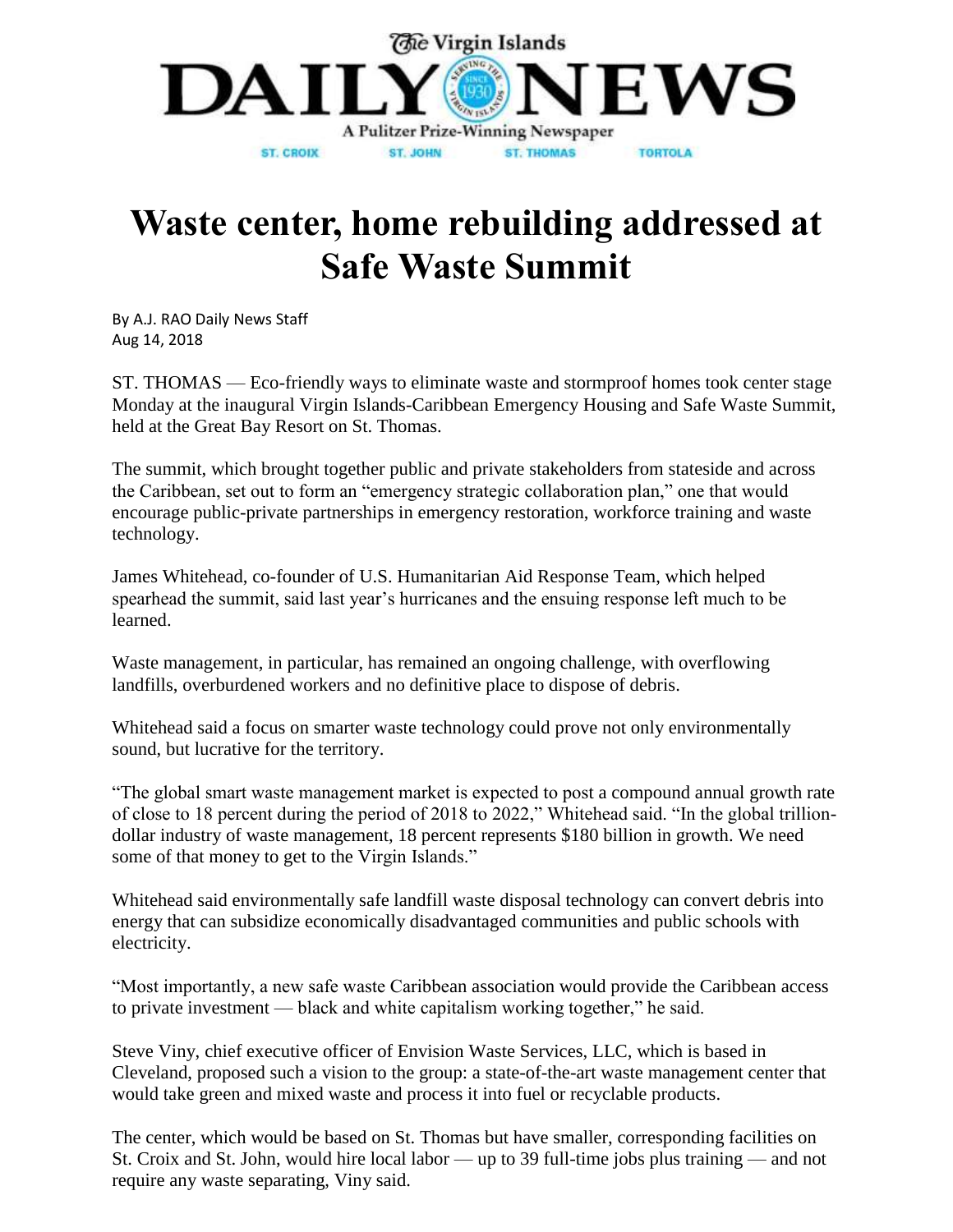# Waste center, home rebuilding addressed at Safe Waste Summit

By A.J. RAO Daily News Staff
Aug 14, 2018

ST. THOMAS — Eco-friendly ways to eliminate waste and stormproof homes took center stage Monday at the inaugural Virgin Islands-Caribbean Emergency Housing and Safe Waste Summit, held at the Great Bay Resort on St. Thomas.

The summit, which brought together public and private stakeholders from stateside and across the Caribbean, set out to form an "emergency strategic collaboration plan," one that would encourage public-private partnerships in emergency restoration, workforce training and waste technology.

James Whitehead, co-founder of U.S. Humanitarian Aid Response Team, which helped spearhead the summit, said last year's hurricanes and the ensuing response left much to be learned.

Waste management, in particular, has remained an ongoing challenge, with overflowing landfills, overburdened workers and no definitive place to dispose of debris.

Whitehead said a focus on smarter waste technology could prove not only environmentally sound, but lucrative for the territory.

"The global smart waste management market is expected to post a compound annual growth rate of close to 18 percent during the period of 2018 to 2022," Whitehead said. "In the global trillion-dollar industry of waste management, 18 percent represents $180 billion in growth. We need some of that money to get to the Virgin Islands."

Whitehead said environmentally safe landfill waste disposal technology can convert debris into energy that can subsidize economically disadvantaged communities and public schools with electricity.

"Most importantly, a new safe waste Caribbean association would provide the Caribbean access to private investment — black and white capitalism working together," he said.

Steve Viny, chief executive officer of Envision Waste Services, LLC, which is based in Cleveland, proposed such a vision to the group: a state-of-the-art waste management center that would take green and mixed waste and process it into fuel or recyclable products.

The center, which would be based on St. Thomas but have smaller, corresponding facilities on St. Croix and St. John, would hire local labor — up to 39 full-time jobs plus training — and not require any waste separating, Viny said.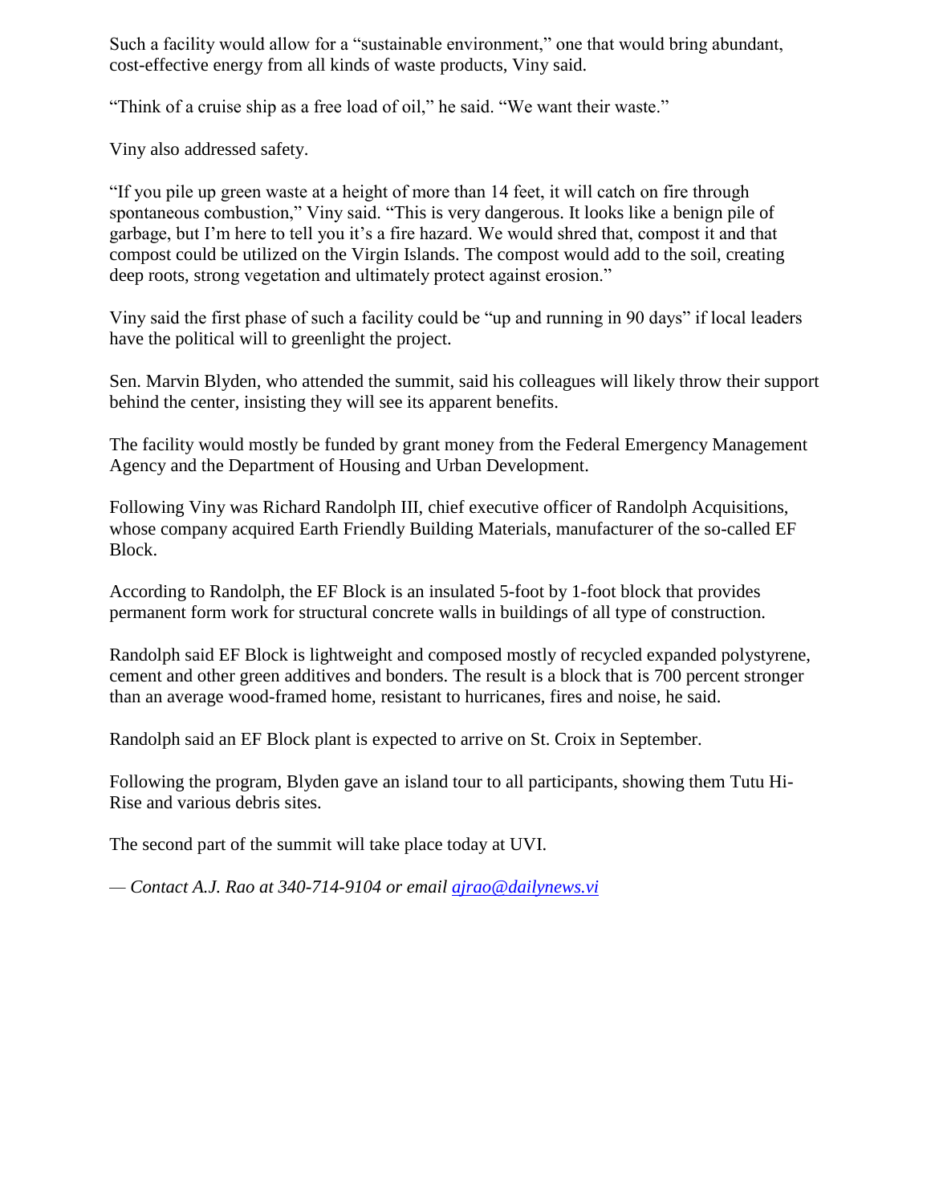Such a facility would allow for a "sustainable environment," one that would bring abundant, cost-effective energy from all kinds of waste products, Viny said.

"Think of a cruise ship as a free load of oil," he said. "We want their waste."

Viny also addressed safety.

"If you pile up green waste at a height of more than 14 feet, it will catch on fire through spontaneous combustion," Viny said. "This is very dangerous. It looks like a benign pile of garbage, but I'm here to tell you it's a fire hazard. We would shred that, compost it and that compost could be utilized on the Virgin Islands. The compost would add to the soil, creating deep roots, strong vegetation and ultimately protect against erosion."

Viny said the first phase of such a facility could be "up and running in 90 days" if local leaders have the political will to greenlight the project.

Sen. Marvin Blyden, who attended the summit, said his colleagues will likely throw their support behind the center, insisting they will see its apparent benefits.

The facility would mostly be funded by grant money from the Federal Emergency Management Agency and the Department of Housing and Urban Development.

Following Viny was Richard Randolph III, chief executive officer of Randolph Acquisitions, whose company acquired Earth Friendly Building Materials, manufacturer of the so-called EF Block.

According to Randolph, the EF Block is an insulated 5-foot by 1-foot block that provides permanent form work for structural concrete walls in buildings of all type of construction.

Randolph said EF Block is lightweight and composed mostly of recycled expanded polystyrene, cement and other green additives and bonders. The result is a block that is 700 percent stronger than an average wood-framed home, resistant to hurricanes, fires and noise, he said.

Randolph said an EF Block plant is expected to arrive on St. Croix in September.

Following the program, Blyden gave an island tour to all participants, showing them Tutu Hi-Rise and various debris sites.

The second part of the summit will take place today at UVI.

*— Contact A.J. Rao at 340-714-9104 or email [ajrao@dailynews.vi](mailto:ajrao@dailynews.vi)*